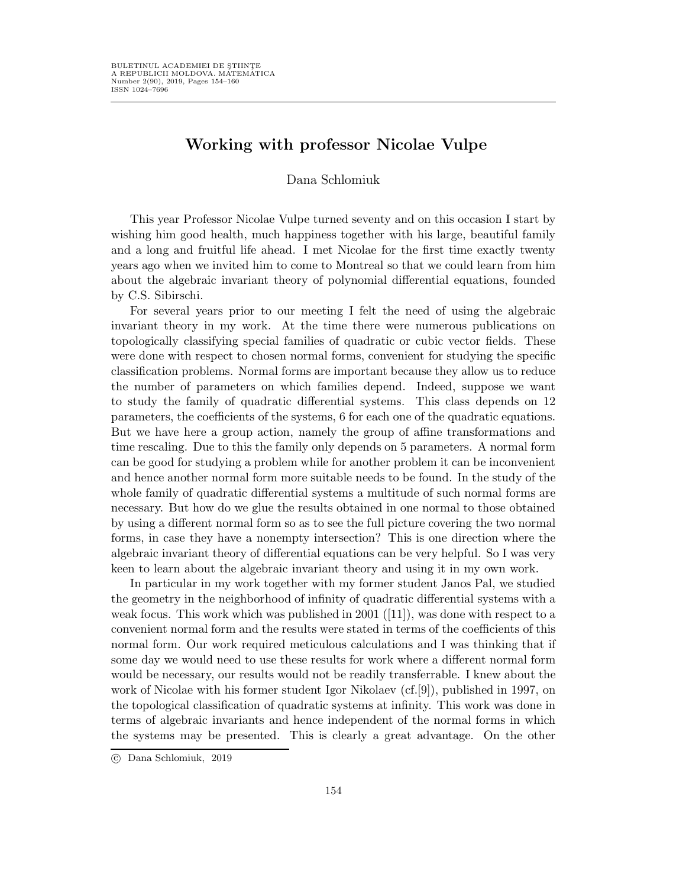# Working with professor Nicolae Vulpe

Dana Schlomiuk

This year Professor Nicolae Vulpe turned seventy and on this occasion I start by wishing him good health, much happiness together with his large, beautiful family and a long and fruitful life ahead. I met Nicolae for the first time exactly twenty years ago when we invited him to come to Montreal so that we could learn from him about the algebraic invariant theory of polynomial differential equations, founded by C.S. Sibirschi.

For several years prior to our meeting I felt the need of using the algebraic invariant theory in my work. At the time there were numerous publications on topologically classifying special families of quadratic or cubic vector fields. These were done with respect to chosen normal forms, convenient for studying the specific classification problems. Normal forms are important because they allow us to reduce the number of parameters on which families depend. Indeed, suppose we want to study the family of quadratic differential systems. This class depends on 12 parameters, the coefficients of the systems, 6 for each one of the quadratic equations. But we have here a group action, namely the group of affine transformations and time rescaling. Due to this the family only depends on 5 parameters. A normal form can be good for studying a problem while for another problem it can be inconvenient and hence another normal form more suitable needs to be found. In the study of the whole family of quadratic differential systems a multitude of such normal forms are necessary. But how do we glue the results obtained in one normal to those obtained by using a different normal form so as to see the full picture covering the two normal forms, in case they have a nonempty intersection? This is one direction where the algebraic invariant theory of differential equations can be very helpful. So I was very keen to learn about the algebraic invariant theory and using it in my own work.

In particular in my work together with my former student Janos Pal, we studied the geometry in the neighborhood of infinity of quadratic differential systems with a weak focus. This work which was published in 2001 ([11]), was done with respect to a convenient normal form and the results were stated in terms of the coefficients of this normal form. Our work required meticulous calculations and I was thinking that if some day we would need to use these results for work where a different normal form would be necessary, our results would not be readily transferrable. I knew about the work of Nicolae with his former student Igor Nikolaev (cf.[9]), published in 1997, on the topological classification of quadratic systems at infinity. This work was done in terms of algebraic invariants and hence independent of the normal forms in which the systems may be presented. This is clearly a great advantage. On the other

© Dana Schlomiuk, 2019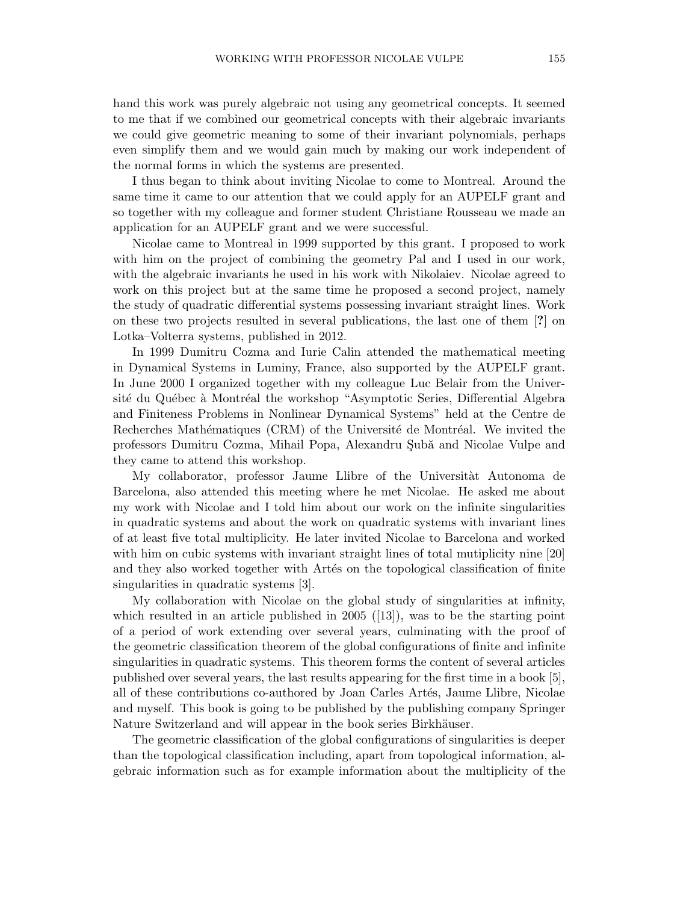hand this work was purely algebraic not using any geometrical concepts. It seemed to me that if we combined our geometrical concepts with their algebraic invariants we could give geometric meaning to some of their invariant polynomials, perhaps even simplify them and we would gain much by making our work independent of the normal forms in which the systems are presented.

I thus began to think about inviting Nicolae to come to Montreal. Around the same time it came to our attention that we could apply for an AUPELF grant and so together with my colleague and former student Christiane Rousseau we made an application for an AUPELF grant and we were successful.

Nicolae came to Montreal in 1999 supported by this grant. I proposed to work with him on the project of combining the geometry Pal and I used in our work, with the algebraic invariants he used in his work with Nikolaiev. Nicolae agreed to work on this project but at the same time he proposed a second project, namely the study of quadratic differential systems possessing invariant straight lines. Work on these two projects resulted in several publications, the last one of them [**?**] on Lotka–Volterra systems, published in 2012.

In 1999 Dumitru Cozma and Iurie Calin attended the mathematical meeting in Dynamical Systems in Luminy, France, also supported by the AUPELF grant. In June 2000 I organized together with my colleague Luc Belair from the Université du Québec à Montréal the workshop "Asymptotic Series, Differential Algebra and Finiteness Problems in Nonlinear Dynamical Systems" held at the Centre de Recherches Mathématiques (CRM) of the Université de Montréal. We invited the professors Dumitru Cozma, Mihail Popa, Alexandru Şubă and Nicolae Vulpe and they came to attend this workshop.

My collaborator, professor Jaume Llibre of the Universitàt Autonoma de Barcelona, also attended this meeting where he met Nicolae. He asked me about my work with Nicolae and I told him about our work on the infinite singularities in quadratic systems and about the work on quadratic systems with invariant lines of at least five total multiplicity. He later invited Nicolae to Barcelona and worked with him on cubic systems with invariant straight lines of total mutiplicity nine [20] and they also worked together with Artés on the topological classification of finite singularities in quadratic systems [3].

My collaboration with Nicolae on the global study of singularities at infinity, which resulted in an article published in 2005 ([13]), was to be the starting point of a period of work extending over several years, culminating with the proof of the geometric classification theorem of the global configurations of finite and infinite singularities in quadratic systems. This theorem forms the content of several articles published over several years, the last results appearing for the first time in a book [5], all of these contributions co-authored by Joan Carles Artés, Jaume Llibre, Nicolae and myself. This book is going to be published by the publishing company Springer Nature Switzerland and will appear in the book series Birkhäuser.

The geometric classification of the global configurations of singularities is deeper than the topological classification including, apart from topological information, algebraic information such as for example information about the multiplicity of the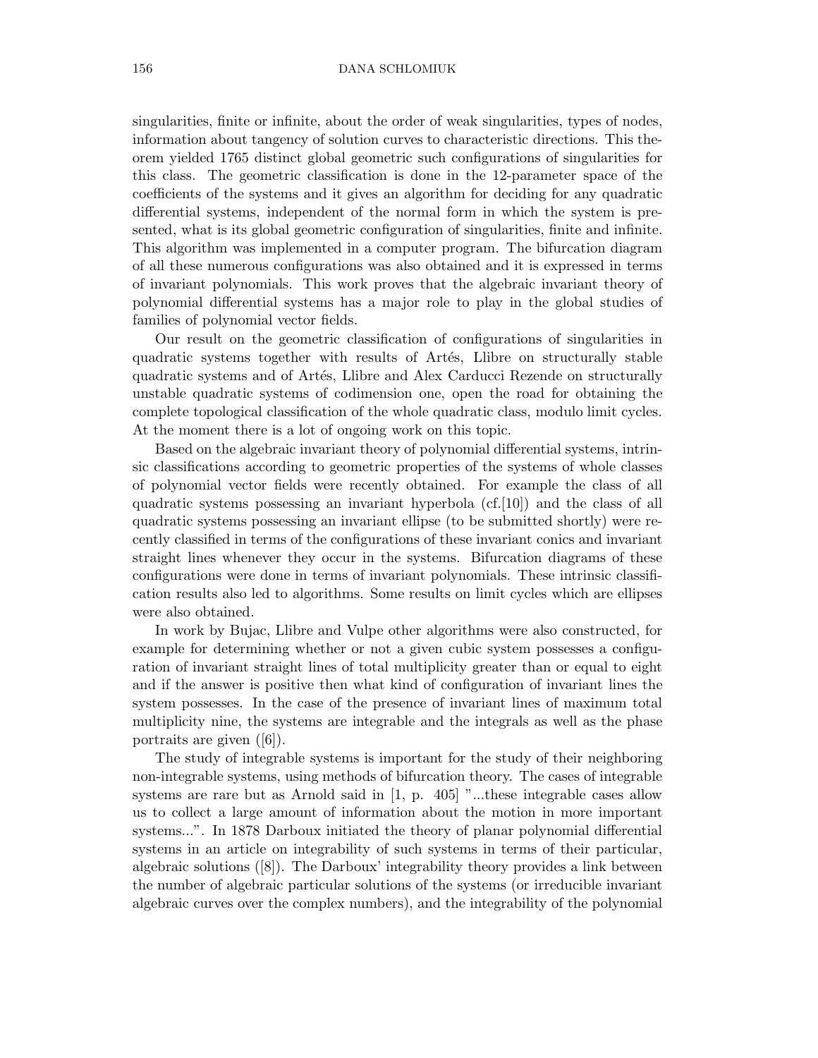singularities, finite or infinite, about the order of weak singularities, types of nodes, information about tangency of solution curves to characteristic directions. This theorem yielded 1765 distinct global geometric such configurations of singularities for this class. The geometric classification is done in the 12-parameter space of the coefficients of the systems and it gives an algorithm for deciding for any quadratic differential systems, independent of the normal form in which the system is presented, what is its global geometric configuration of singularities, finite and infinite. This algorithm was implemented in a computer program. The bifurcation diagram of all these numerous configurations was also obtained and it is expressed in terms of invariant polynomials. This work proves that the algebraic invariant theory of polynomial differential systems has a major role to play in the global studies of families of polynomial vector fields.

Our result on the geometric classification of configurations of singularities in quadratic systems together with results of Artés, Llibre on structurally stable quadratic systems and of Artés, Llibre and Alex Carducci Rezende on structurally unstable quadratic systems of codimension one, open the road for obtaining the complete topological classification of the whole quadratic class, modulo limit cycles. At the moment there is a lot of ongoing work on this topic.

Based on the algebraic invariant theory of polynomial differential systems, intrinsic classifications according to geometric properties of the systems of whole classes of polynomial vector fields were recently obtained. For example the class of all quadratic systems possessing an invariant hyperbola (cf.[10]) and the class of all quadratic systems possessing an invariant ellipse (to be submitted shortly) were recently classified in terms of the configurations of these invariant conics and invariant straight lines whenever they occur in the systems. Bifurcation diagrams of these configurations were done in terms of invariant polynomials. These intrinsic classification results also led to algorithms. Some results on limit cycles which are ellipses were also obtained.

In work by Bujac, Llibre and Vulpe other algorithms were also constructed, for example for determining whether or not a given cubic system possesses a configuration of invariant straight lines of total multiplicity greater than or equal to eight and if the answer is positive then what kind of configuration of invariant lines the system possesses. In the case of the presence of invariant lines of maximum total multiplicity nine, the systems are integrable and the integrals as well as the phase portraits are given ([6]).

The study of integrable systems is important for the study of their neighboring non-integrable systems, using methods of bifurcation theory. The cases of integrable systems are rare but as Arnold said in [1, p. 405] "...these integrable cases allow us to collect a large amount of information about the motion in more important systems...". In 1878 Darboux initiated the theory of planar polynomial differential systems in an article on integrability of such systems in terms of their particular, algebraic solutions ([8]). The Darboux' integrability theory provides a link between the number of algebraic particular solutions of the systems (or irreducible invariant algebraic curves over the complex numbers), and the integrability of the polynomial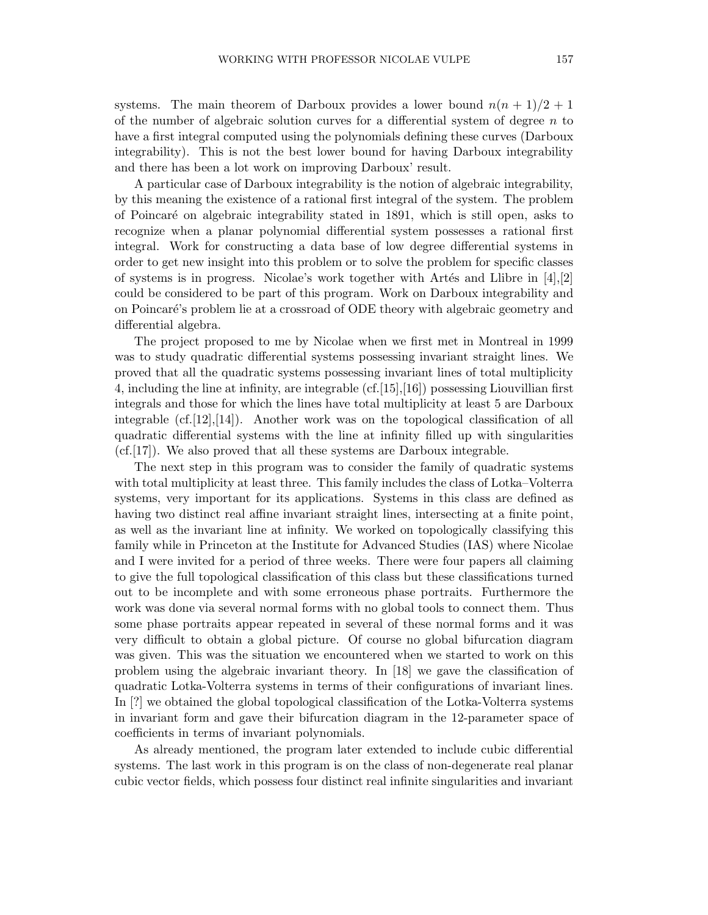systems. The main theorem of Darboux provides a lower bound $n(n+1)/2+1$ of the number of algebraic solution curves for a differential system of degree $n$ to have a first integral computed using the polynomials defining these curves (Darboux integrability). This is not the best lower bound for having Darboux integrability and there has been a lot work on improving Darboux' result.

A particular case of Darboux integrability is the notion of algebraic integrability, by this meaning the existence of a rational first integral of the system. The problem of Poincaré on algebraic integrability stated in 1891, which is still open, asks to recognize when a planar polynomial differential system possesses a rational first integral. Work for constructing a data base of low degree differential systems in order to get new insight into this problem or to solve the problem for specific classes of systems is in progress. Nicolae's work together with Artés and Llibre in [4],[2] could be considered to be part of this program. Work on Darboux integrability and on Poincaré's problem lie at a crossroad of ODE theory with algebraic geometry and differential algebra.

The project proposed to me by Nicolae when we first met in Montreal in 1999 was to study quadratic differential systems possessing invariant straight lines. We proved that all the quadratic systems possessing invariant lines of total multiplicity 4, including the line at infinity, are integrable (cf.[15],[16]) possessing Liouvillian first integrals and those for which the lines have total multiplicity at least 5 are Darboux integrable (cf.[12],[14]). Another work was on the topological classification of all quadratic differential systems with the line at infinity filled up with singularities (cf.[17]). We also proved that all these systems are Darboux integrable.

The next step in this program was to consider the family of quadratic systems with total multiplicity at least three. This family includes the class of Lotka–Volterra systems, very important for its applications. Systems in this class are defined as having two distinct real affine invariant straight lines, intersecting at a finite point, as well as the invariant line at infinity. We worked on topologically classifying this family while in Princeton at the Institute for Advanced Studies (IAS) where Nicolae and I were invited for a period of three weeks. There were four papers all claiming to give the full topological classification of this class but these classifications turned out to be incomplete and with some erroneous phase portraits. Furthermore the work was done via several normal forms with no global tools to connect them. Thus some phase portraits appear repeated in several of these normal forms and it was very difficult to obtain a global picture. Of course no global bifurcation diagram was given. This was the situation we encountered when we started to work on this problem using the algebraic invariant theory. In [18] we gave the classification of quadratic Lotka-Volterra systems in terms of their configurations of invariant lines. In [?] we obtained the global topological classification of the Lotka-Volterra systems in invariant form and gave their bifurcation diagram in the 12-parameter space of coefficients in terms of invariant polynomials.

As already mentioned, the program later extended to include cubic differential systems. The last work in this program is on the class of non-degenerate real planar cubic vector fields, which possess four distinct real infinite singularities and invariant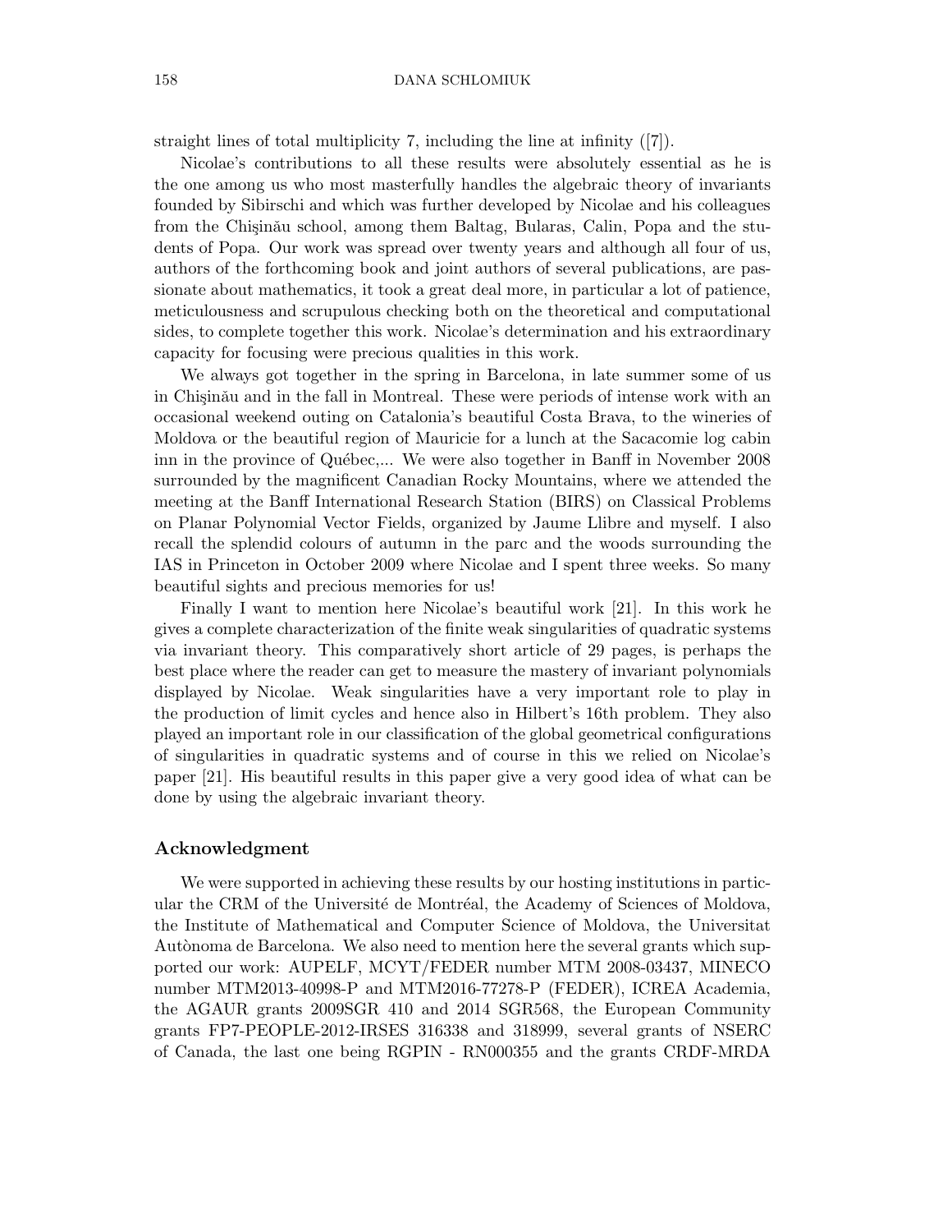straight lines of total multiplicity 7, including the line at infinity ([7]).

Nicolae's contributions to all these results were absolutely essential as he is the one among us who most masterfully handles the algebraic theory of invariants founded by Sibirschi and which was further developed by Nicolae and his colleagues from the Chişinău school, among them Baltag, Bularas, Calin, Popa and the students of Popa. Our work was spread over twenty years and although all four of us, authors of the forthcoming book and joint authors of several publications, are passionate about mathematics, it took a great deal more, in particular a lot of patience, meticulousness and scrupulous checking both on the theoretical and computational sides, to complete together this work. Nicolae's determination and his extraordinary capacity for focusing were precious qualities in this work.

We always got together in the spring in Barcelona, in late summer some of us in Chişinău and in the fall in Montreal. These were periods of intense work with an occasional weekend outing on Catalonia's beautiful Costa Brava, to the wineries of Moldova or the beautiful region of Mauricie for a lunch at the Sacacomie log cabin inn in the province of Québec,... We were also together in Banff in November 2008 surrounded by the magnificent Canadian Rocky Mountains, where we attended the meeting at the Banff International Research Station (BIRS) on Classical Problems on Planar Polynomial Vector Fields, organized by Jaume Llibre and myself. I also recall the splendid colours of autumn in the parc and the woods surrounding the IAS in Princeton in October 2009 where Nicolae and I spent three weeks. So many beautiful sights and precious memories for us!

Finally I want to mention here Nicolae's beautiful work [21]. In this work he gives a complete characterization of the finite weak singularities of quadratic systems via invariant theory. This comparatively short article of 29 pages, is perhaps the best place where the reader can get to measure the mastery of invariant polynomials displayed by Nicolae. Weak singularities have a very important role to play in the production of limit cycles and hence also in Hilbert's 16th problem. They also played an important role in our classification of the global geometrical configurations of singularities in quadratic systems and of course in this we relied on Nicolae's paper [21]. His beautiful results in this paper give a very good idea of what can be done by using the algebraic invariant theory.

## Acknowledgment

We were supported in achieving these results by our hosting institutions in particular the CRM of the Université de Montréal, the Academy of Sciences of Moldova, the Institute of Mathematical and Computer Science of Moldova, the Universitat Autònoma de Barcelona. We also need to mention here the several grants which supported our work: AUPELF, MCYT/FEDER number MTM 2008-03437, MINECO number MTM2013-40998-P and MTM2016-77278-P (FEDER), ICREA Academia, the AGAUR grants 2009SGR 410 and 2014 SGR568, the European Community grants FP7-PEOPLE-2012-IRSES 316338 and 318999, several grants of NSERC of Canada, the last one being RGPIN - RN000355 and the grants CRDF-MRDA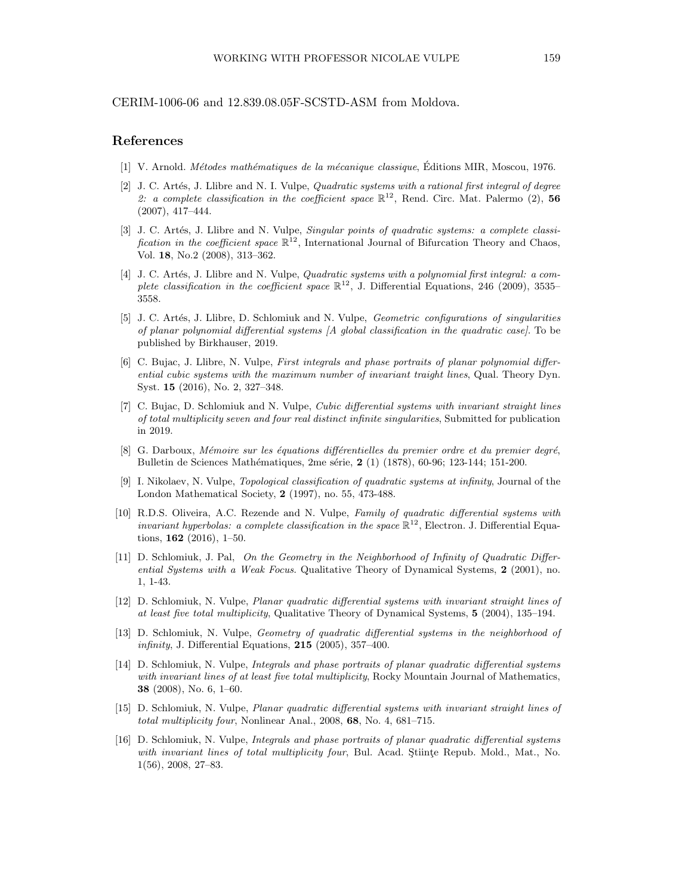CERIM-1006-06 and 12.839.08.05F-SCSTD-ASM from Moldova.

## References

[1] V. Arnold. *Métodes mathématiques de la mécanique classique*, Éditions MIR, Moscou, 1976.

[2] J. C. Artés, J. Llibre and N. I. Vulpe, *Quadratic systems with a rational first integral of degree 2: a complete classification in the coefficient space* $\mathbb{R}^{12}$, Rend. Circ. Mat. Palermo (2), **56** (2007), 417–444.

[3] J. C. Artés, J. Llibre and N. Vulpe, *Singular points of quadratic systems: a complete classification in the coefficient space* $\mathbb{R}^{12}$, International Journal of Bifurcation Theory and Chaos, Vol. **18**, No.2 (2008), 313–362.

[4] J. C. Artés, J. Llibre and N. Vulpe, *Quadratic systems with a polynomial first integral: a complete classification in the coefficient space* $\mathbb{R}^{12}$, J. Differential Equations, 246 (2009), 3535–3558.

[5] J. C. Artés, J. Llibre, D. Schlomiuk and N. Vulpe, *Geometric configurations of singularities of planar polynomial differential systems [A global classification in the quadratic case]*. To be published by Birkhauser, 2019.

[6] C. Bujac, J. Llibre, N. Vulpe, *First integrals and phase portraits of planar polynomial differential cubic systems with the maximum number of invariant traight lines*, Qual. Theory Dyn. Syst. **15** (2016), No. 2, 327–348.

[7] C. Bujac, D. Schlomiuk and N. Vulpe, *Cubic differential systems with invariant straight lines of total multiplicity seven and four real distinct infinite singularities*, Submitted for publication in 2019.

[8] G. Darboux, *Mémoire sur les équations différentielles du premier ordre et du premier degré*, Bulletin de Sciences Mathématiques, 2me série, **2** (1) (1878), 60-96; 123-144; 151-200.

[9] I. Nikolaev, N. Vulpe, *Topological classification of quadratic systems at infinity*, Journal of the London Mathematical Society, **2** (1997), no. 55, 473-488.

[10] R.D.S. Oliveira, A.C. Rezende and N. Vulpe, *Family of quadratic differential systems with invariant hyperbolas: a complete classification in the space* $\mathbb{R}^{12}$, Electron. J. Differential Equations, **162** (2016), 1–50.

[11] D. Schlomiuk, J. Pal, *On the Geometry in the Neighborhood of Infinity of Quadratic Differential Systems with a Weak Focus*. Qualitative Theory of Dynamical Systems, **2** (2001), no. 1, 1-43.

[12] D. Schlomiuk, N. Vulpe, *Planar quadratic differential systems with invariant straight lines of at least five total multiplicity*, Qualitative Theory of Dynamical Systems, **5** (2004), 135–194.

[13] D. Schlomiuk, N. Vulpe, *Geometry of quadratic differential systems in the neighborhood of infinity*, J. Differential Equations, **215** (2005), 357–400.

[14] D. Schlomiuk, N. Vulpe, *Integrals and phase portraits of planar quadratic differential systems with invariant lines of at least five total multiplicity*, Rocky Mountain Journal of Mathematics, **38** (2008), No. 6, 1–60.

[15] D. Schlomiuk, N. Vulpe, *Planar quadratic differential systems with invariant straight lines of total multiplicity four*, Nonlinear Anal., 2008, **68**, No. 4, 681–715.

[16] D. Schlomiuk, N. Vulpe, *Integrals and phase portraits of planar quadratic differential systems with invariant lines of total multiplicity four*, Bul. Acad. Ştiinţe Repub. Mold., Mat., No. 1(56), 2008, 27–83.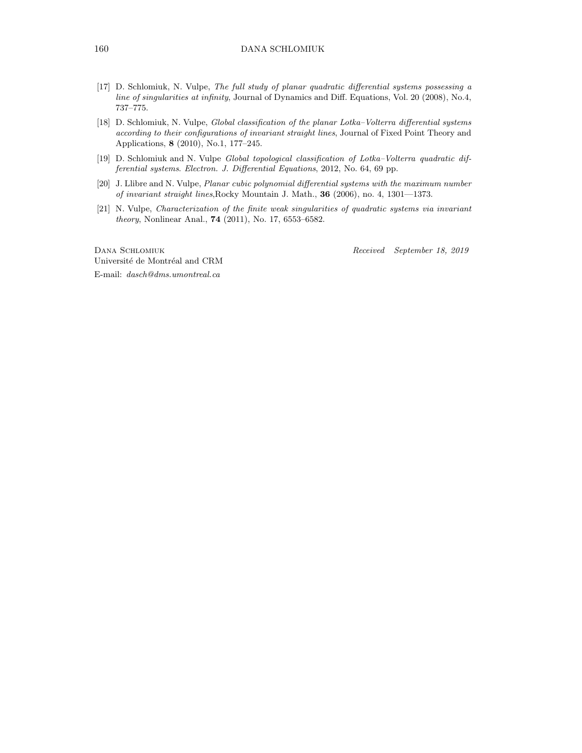[17] D. Schlomiuk, N. Vulpe, *The full study of planar quadratic differential systems possessing a line of singularities at infinity*, Journal of Dynamics and Diff. Equations, Vol. 20 (2008), No.4, 737–775.

[18] D. Schlomiuk, N. Vulpe, *Global classification of the planar Lotka–Volterra differential systems according to their configurations of invariant straight lines*, Journal of Fixed Point Theory and Applications, **8** (2010), No.1, 177–245.

[19] D. Schlomiuk and N. Vulpe *Global topological classification of Lotka–Volterra quadratic differential systems*. *Electron. J. Differential Equations*, 2012, No. 64, 69 pp.

[20] J. Llibre and N. Vulpe, *Planar cubic polynomial differential systems with the maximum number of invariant straight lines*,Rocky Mountain J. Math., **36** (2006), no. 4, 1301—1373.

[21] N. Vulpe, *Characterization of the finite weak singularities of quadratic systems via invariant theory*, Nonlinear Anal., **74** (2011), No. 17, 6553–6582.

Dana Schlomiuk
Université de Montréal and CRM
E-mail: *dasch@dms.umontreal.ca*

*Received September 18, 2019*